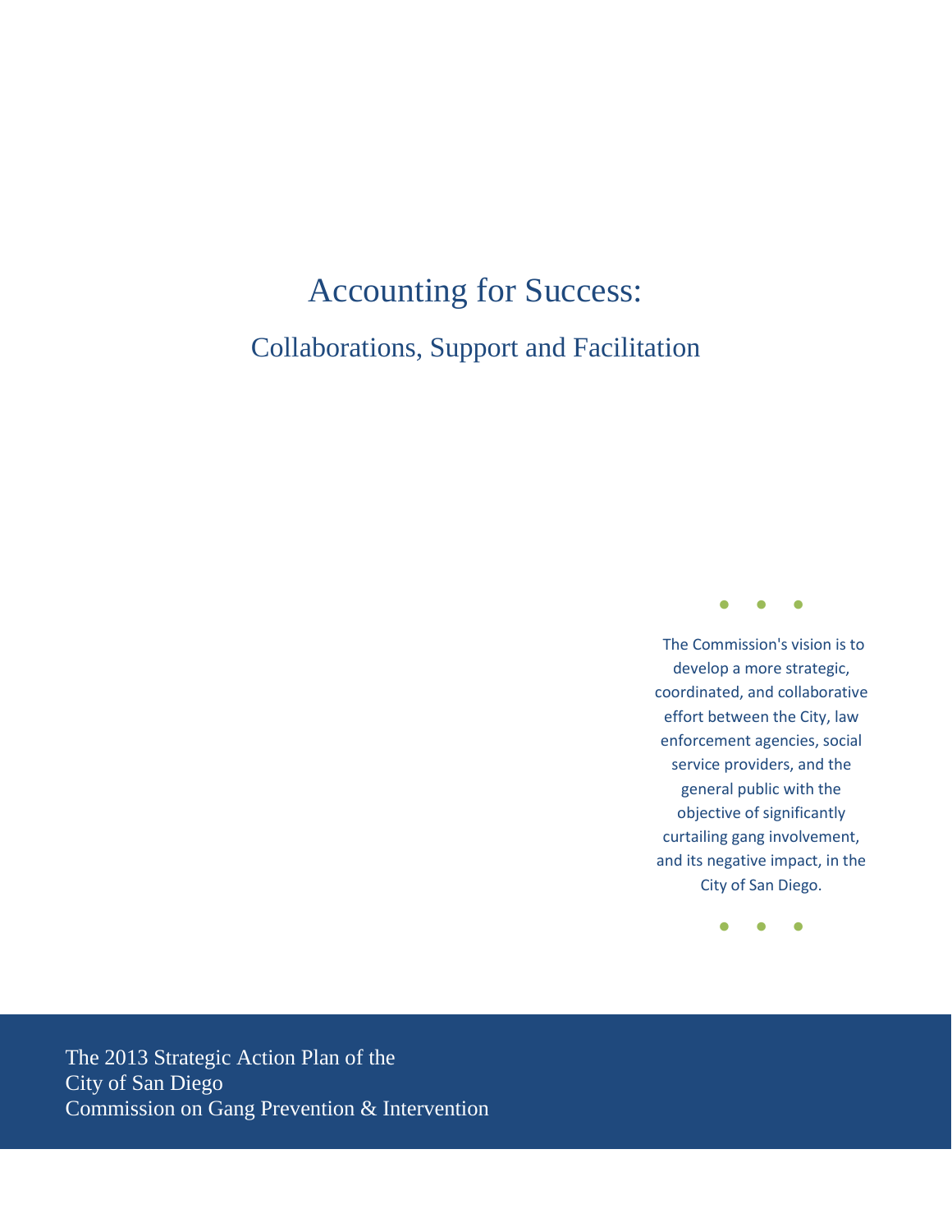# Accounting for Success:

## Collaborations, Support and Facilitation

• • •

The Commission's vision is to develop a more strategic, coordinated, and collaborative effort between the City, law enforcement agencies, social service providers, and the general public with the objective of significantly curtailing gang involvement, and its negative impact, in the City of San Diego.

• • •

The 2013 Strategic Action Plan of the
City of San Diego
Commission on Gang Prevention & Intervention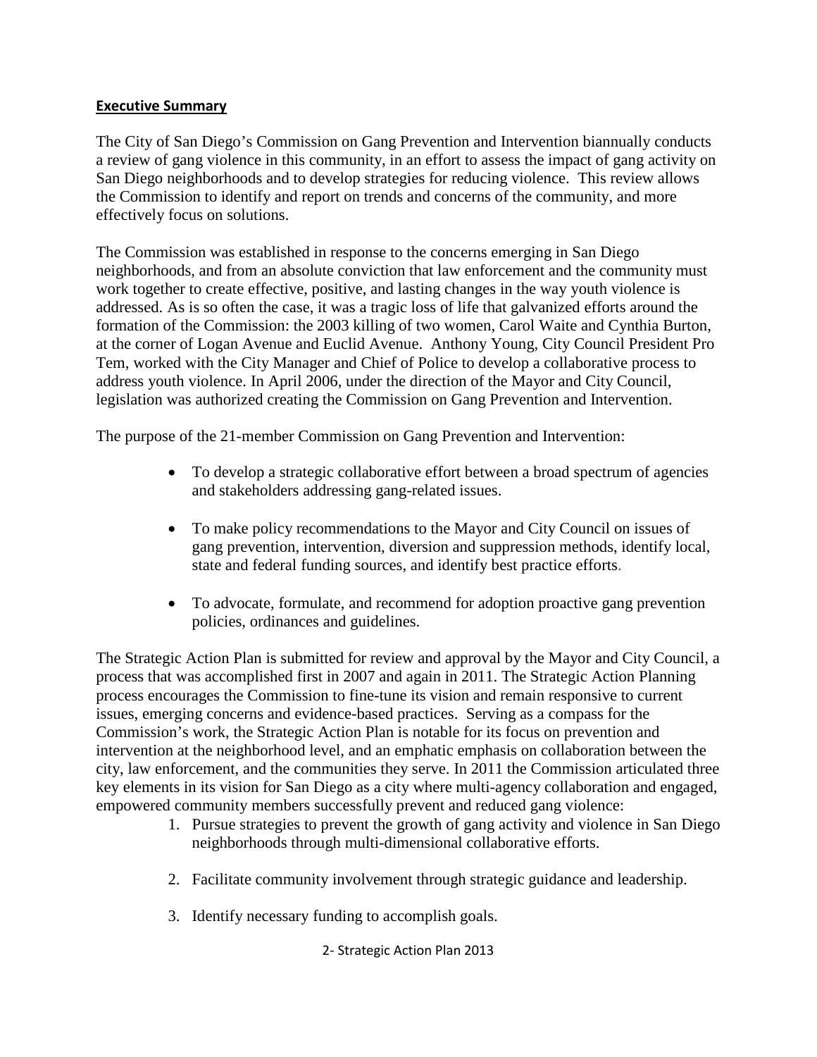**Executive Summary**

The City of San Diego's Commission on Gang Prevention and Intervention biannually conducts a review of gang violence in this community, in an effort to assess the impact of gang activity on San Diego neighborhoods and to develop strategies for reducing violence. This review allows the Commission to identify and report on trends and concerns of the community, and more effectively focus on solutions.

The Commission was established in response to the concerns emerging in San Diego neighborhoods, and from an absolute conviction that law enforcement and the community must work together to create effective, positive, and lasting changes in the way youth violence is addressed. As is so often the case, it was a tragic loss of life that galvanized efforts around the formation of the Commission: the 2003 killing of two women, Carol Waite and Cynthia Burton, at the corner of Logan Avenue and Euclid Avenue. Anthony Young, City Council President Pro Tem, worked with the City Manager and Chief of Police to develop a collaborative process to address youth violence. In April 2006, under the direction of the Mayor and City Council, legislation was authorized creating the Commission on Gang Prevention and Intervention.

The purpose of the 21-member Commission on Gang Prevention and Intervention:

- To develop a strategic collaborative effort between a broad spectrum of agencies and stakeholders addressing gang-related issues.
- To make policy recommendations to the Mayor and City Council on issues of gang prevention, intervention, diversion and suppression methods, identify local, state and federal funding sources, and identify best practice efforts.
- To advocate, formulate, and recommend for adoption proactive gang prevention policies, ordinances and guidelines.

The Strategic Action Plan is submitted for review and approval by the Mayor and City Council, a process that was accomplished first in 2007 and again in 2011. The Strategic Action Planning process encourages the Commission to fine-tune its vision and remain responsive to current issues, emerging concerns and evidence-based practices. Serving as a compass for the Commission's work, the Strategic Action Plan is notable for its focus on prevention and intervention at the neighborhood level, and an emphatic emphasis on collaboration between the city, law enforcement, and the communities they serve. In 2011 the Commission articulated three key elements in its vision for San Diego as a city where multi-agency collaboration and engaged, empowered community members successfully prevent and reduced gang violence:

1. Pursue strategies to prevent the growth of gang activity and violence in San Diego neighborhoods through multi-dimensional collaborative efforts.
2. Facilitate community involvement through strategic guidance and leadership.
3. Identify necessary funding to accomplish goals.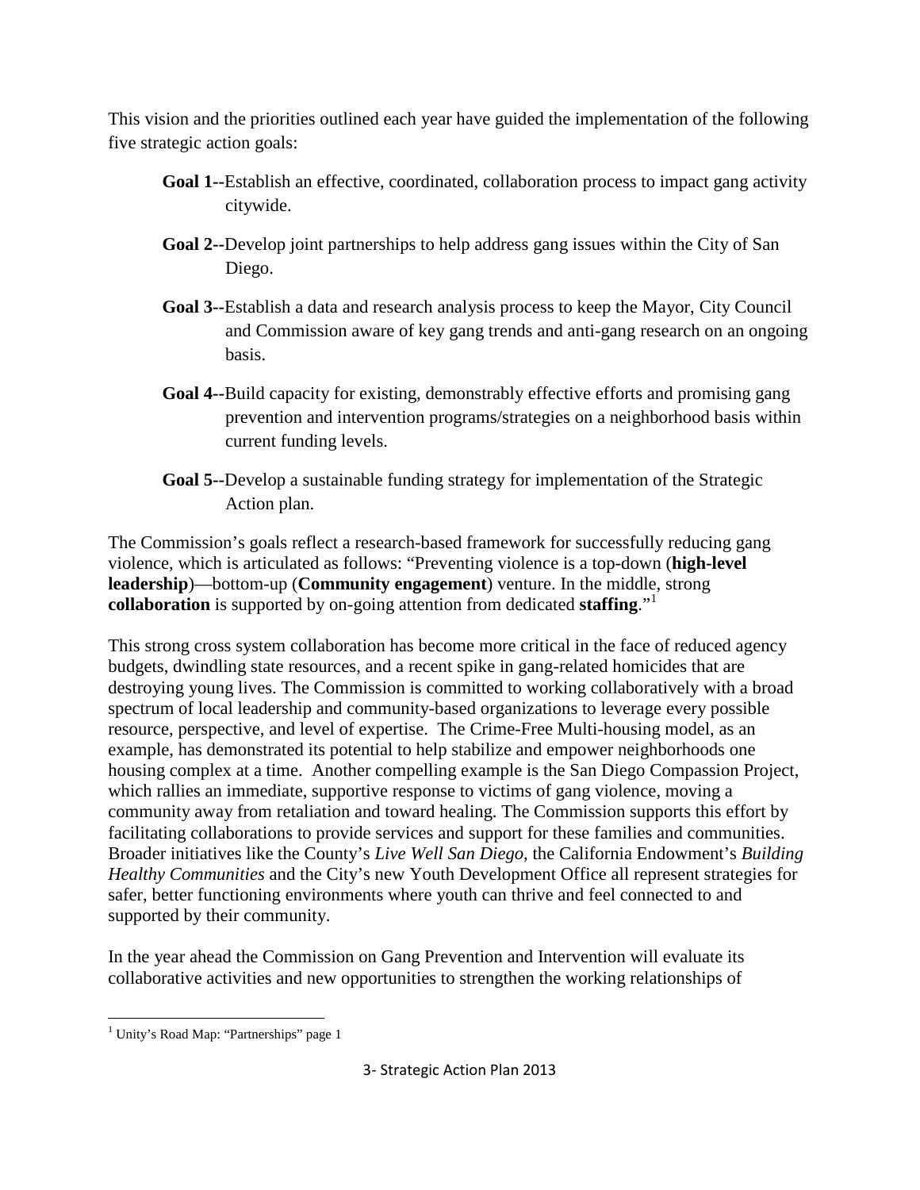This vision and the priorities outlined each year have guided the implementation of the following five strategic action goals:

- **Goal 1--**Establish an effective, coordinated, collaboration process to impact gang activity citywide.
- **Goal 2--**Develop joint partnerships to help address gang issues within the City of San Diego.
- **Goal 3--**Establish a data and research analysis process to keep the Mayor, City Council and Commission aware of key gang trends and anti-gang research on an ongoing basis.
- **Goal 4--**Build capacity for existing, demonstrably effective efforts and promising gang prevention and intervention programs/strategies on a neighborhood basis within current funding levels.
- **Goal 5--**Develop a sustainable funding strategy for implementation of the Strategic Action plan.

The Commission's goals reflect a research-based framework for successfully reducing gang violence, which is articulated as follows: "Preventing violence is a top-down (**high-level leadership**)—bottom-up (**Community engagement**) venture. In the middle, strong **collaboration** is supported by on-going attention from dedicated **staffing**."[1]

This strong cross system collaboration has become more critical in the face of reduced agency budgets, dwindling state resources, and a recent spike in gang-related homicides that are destroying young lives. The Commission is committed to working collaboratively with a broad spectrum of local leadership and community-based organizations to leverage every possible resource, perspective, and level of expertise. The Crime-Free Multi-housing model, as an example, has demonstrated its potential to help stabilize and empower neighborhoods one housing complex at a time. Another compelling example is the San Diego Compassion Project, which rallies an immediate, supportive response to victims of gang violence, moving a community away from retaliation and toward healing. The Commission supports this effort by facilitating collaborations to provide services and support for these families and communities. Broader initiatives like the County's *Live Well San Diego*, the California Endowment's *Building Healthy Communities* and the City's new Youth Development Office all represent strategies for safer, better functioning environments where youth can thrive and feel connected to and supported by their community.

In the year ahead the Commission on Gang Prevention and Intervention will evaluate its collaborative activities and new opportunities to strengthen the working relationships of

---

[1] Unity's Road Map: "Partnerships" page 1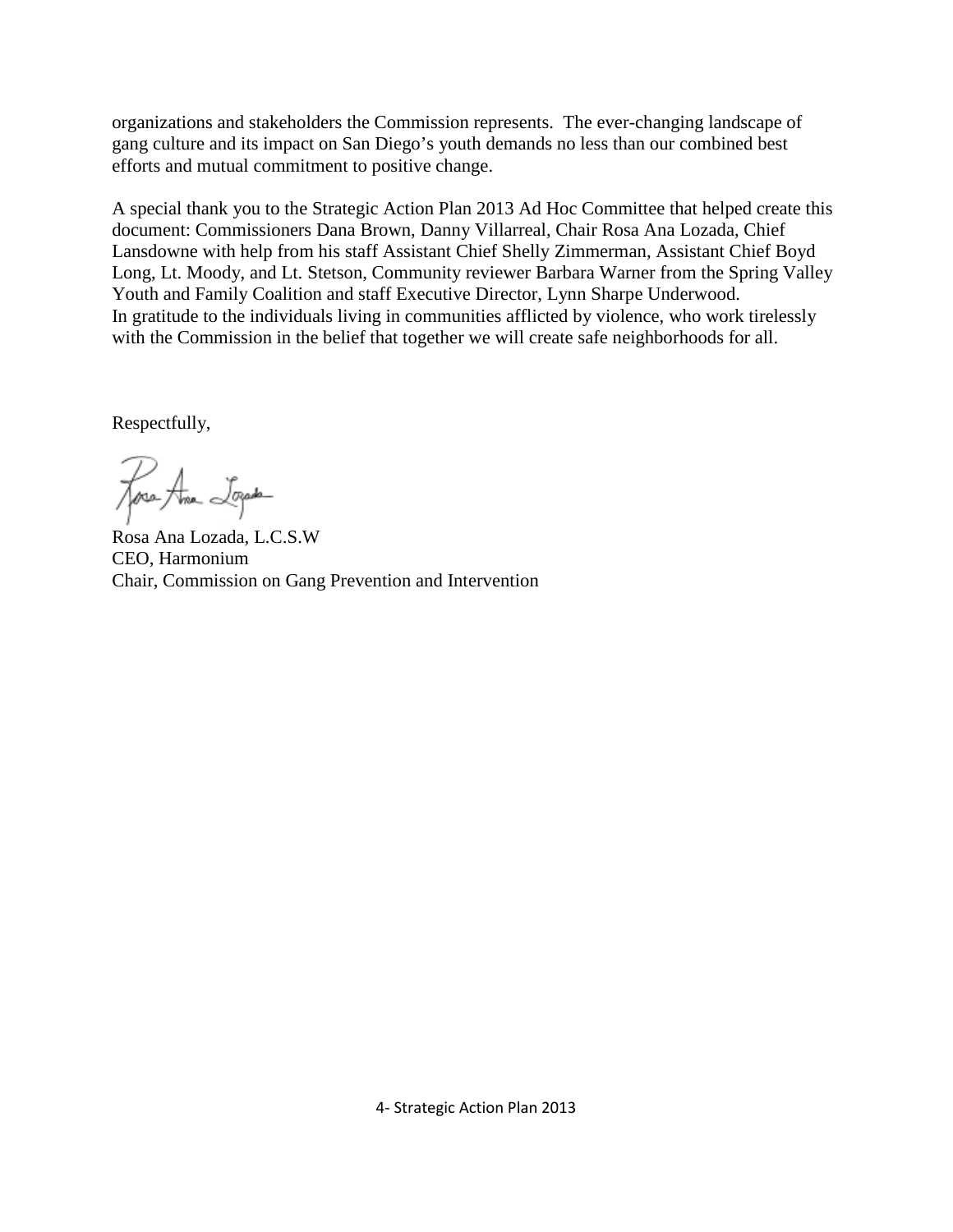organizations and stakeholders the Commission represents. The ever-changing landscape of gang culture and its impact on San Diego's youth demands no less than our combined best efforts and mutual commitment to positive change.

A special thank you to the Strategic Action Plan 2013 Ad Hoc Committee that helped create this document: Commissioners Dana Brown, Danny Villarreal, Chair Rosa Ana Lozada, Chief Lansdowne with help from his staff Assistant Chief Shelly Zimmerman, Assistant Chief Boyd Long, Lt. Moody, and Lt. Stetson, Community reviewer Barbara Warner from the Spring Valley Youth and Family Coalition and staff Executive Director, Lynn Sharpe Underwood.
In gratitude to the individuals living in communities afflicted by violence, who work tirelessly with the Commission in the belief that together we will create safe neighborhoods for all.

Respectfully,

Rosa Ana Lozada, L.C.S.W
CEO, Harmonium
Chair, Commission on Gang Prevention and Intervention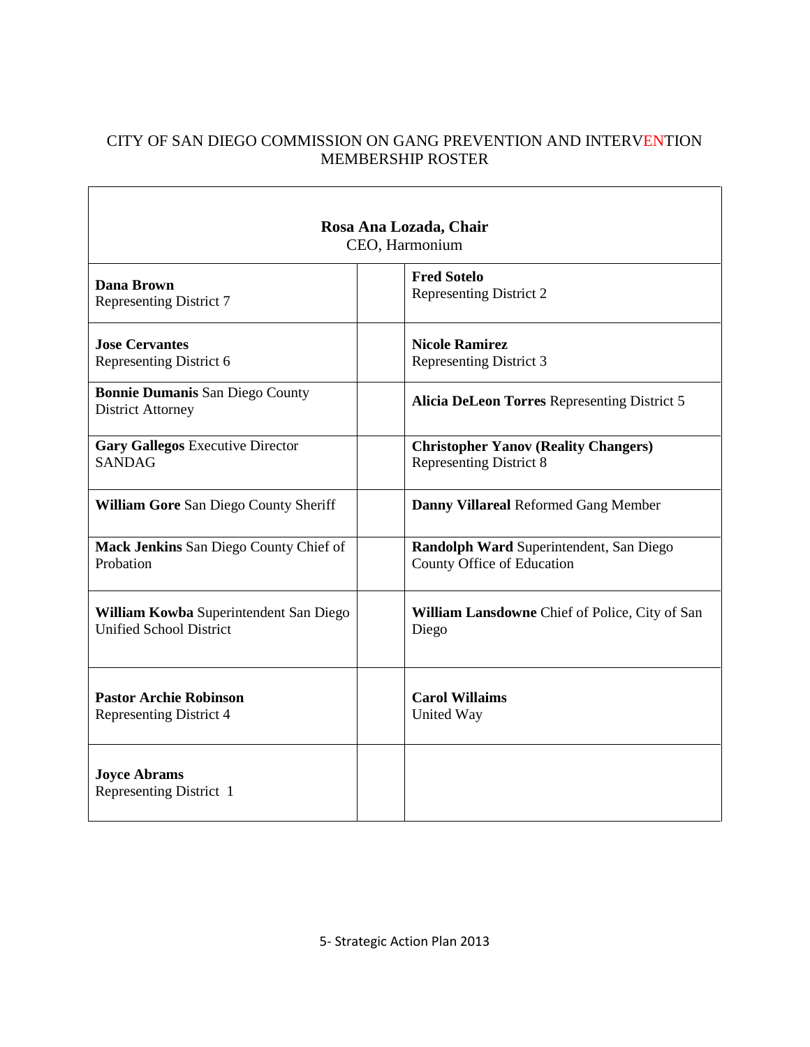CITY OF SAN DIEGO COMMISSION ON GANG PREVENTION AND INTERVENTION MEMBERSHIP ROSTER

| **Rosa Ana Lozada, Chair**<br>CEO, Harmonium | | |
|---|---|---|
| **Dana Brown**<br>Representing District 7 | | **Fred Sotelo**<br>Representing District 2 |
| **Jose Cervantes**<br>Representing District 6 | | **Nicole Ramirez**<br>Representing District 3 |
| **Bonnie Dumanis** San Diego County District Attorney | | **Alicia DeLeon Torres** Representing District 5 |
| **Gary Gallegos** Executive Director SANDAG | | **Christopher Yanov (Reality Changers)**<br>Representing District 8 |
| **William Gore** San Diego County Sheriff | | **Danny Villareal** Reformed Gang Member |
| **Mack Jenkins** San Diego County Chief of Probation | | **Randolph Ward** Superintendent, San Diego County Office of Education |
| **William Kowba** Superintendent San Diego Unified School District | | **William Lansdowne** Chief of Police, City of San Diego |
| **Pastor Archie Robinson**<br>Representing District 4 | | **Carol Willaims**<br>United Way |
| **Joyce Abrams**<br>Representing District 1 | | |

5- Strategic Action Plan 2013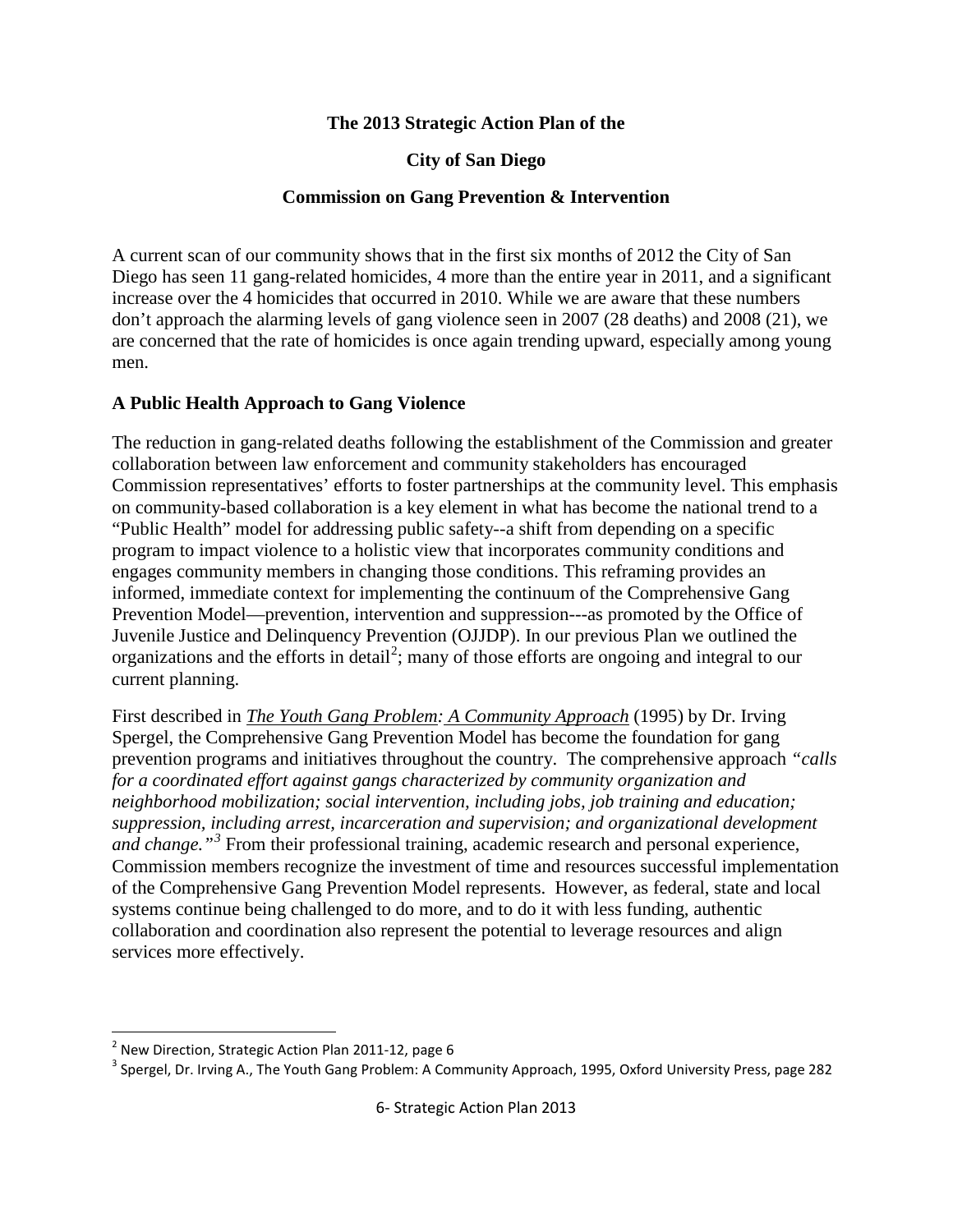**The 2013 Strategic Action Plan of the**

**City of San Diego**

**Commission on Gang Prevention & Intervention**

A current scan of our community shows that in the first six months of 2012 the City of San Diego has seen 11 gang-related homicides, 4 more than the entire year in 2011, and a significant increase over the 4 homicides that occurred in 2010. While we are aware that these numbers don't approach the alarming levels of gang violence seen in 2007 (28 deaths) and 2008 (21), we are concerned that the rate of homicides is once again trending upward, especially among young men.

## A Public Health Approach to Gang Violence

The reduction in gang-related deaths following the establishment of the Commission and greater collaboration between law enforcement and community stakeholders has encouraged Commission representatives' efforts to foster partnerships at the community level. This emphasis on community-based collaboration is a key element in what has become the national trend to a "Public Health" model for addressing public safety--a shift from depending on a specific program to impact violence to a holistic view that incorporates community conditions and engages community members in changing those conditions. This reframing provides an informed, immediate context for implementing the continuum of the Comprehensive Gang Prevention Model—prevention, intervention and suppression---as promoted by the Office of Juvenile Justice and Delinquency Prevention (OJJDP). In our previous Plan we outlined the organizations and the efforts in detail[2]; many of those efforts are ongoing and integral to our current planning.

First described in ***The Youth Gang Problem**: A Community Approach* (1995) by Dr. Irving Spergel, the Comprehensive Gang Prevention Model has become the foundation for gang prevention programs and initiatives throughout the country. The comprehensive approach *"calls for a coordinated effort against gangs characterized by community organization and neighborhood mobilization; social intervention, including jobs, job training and education; suppression, including arrest, incarceration and supervision; and organizational development and change."*[3] From their professional training, academic research and personal experience, Commission members recognize the investment of time and resources successful implementation of the Comprehensive Gang Prevention Model represents. However, as federal, state and local systems continue being challenged to do more, and to do it with less funding, authentic collaboration and coordination also represent the potential to leverage resources and align services more effectively.

---

[2] New Direction, Strategic Action Plan 2011-12, page 6

[3] Spergel, Dr. Irving A., The Youth Gang Problem: A Community Approach, 1995, Oxford University Press, page 282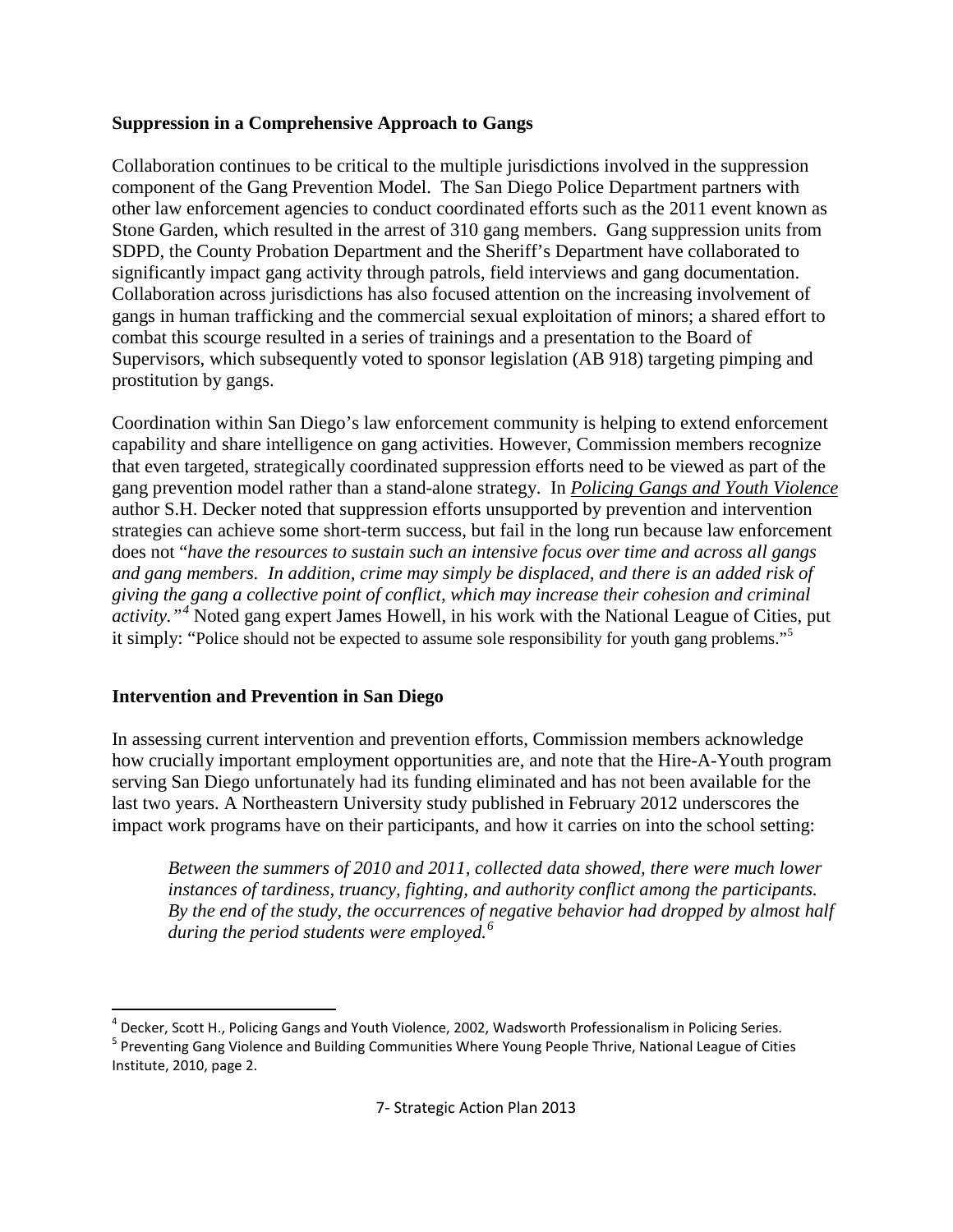## Suppression in a Comprehensive Approach to Gangs

Collaboration continues to be critical to the multiple jurisdictions involved in the suppression component of the Gang Prevention Model. The San Diego Police Department partners with other law enforcement agencies to conduct coordinated efforts such as the 2011 event known as Stone Garden, which resulted in the arrest of 310 gang members. Gang suppression units from SDPD, the County Probation Department and the Sheriff's Department have collaborated to significantly impact gang activity through patrols, field interviews and gang documentation. Collaboration across jurisdictions has also focused attention on the increasing involvement of gangs in human trafficking and the commercial sexual exploitation of minors; a shared effort to combat this scourge resulted in a series of trainings and a presentation to the Board of Supervisors, which subsequently voted to sponsor legislation (AB 918) targeting pimping and prostitution by gangs.

Coordination within San Diego's law enforcement community is helping to extend enforcement capability and share intelligence on gang activities. However, Commission members recognize that even targeted, strategically coordinated suppression efforts need to be viewed as part of the gang prevention model rather than a stand-alone strategy. In *Policing Gangs and Youth Violence* author S.H. Decker noted that suppression efforts unsupported by prevention and intervention strategies can achieve some short-term success, but fail in the long run because law enforcement does not "*have the resources to sustain such an intensive focus over time and across all gangs and gang members. In addition, crime may simply be displaced, and there is an added risk of giving the gang a collective point of conflict, which may increase their cohesion and criminal activity.*"[4] Noted gang expert James Howell, in his work with the National League of Cities, put it simply: "Police should not be expected to assume sole responsibility for youth gang problems."[5]

## Intervention and Prevention in San Diego

In assessing current intervention and prevention efforts, Commission members acknowledge how crucially important employment opportunities are, and note that the Hire-A-Youth program serving San Diego unfortunately had its funding eliminated and has not been available for the last two years. A Northeastern University study published in February 2012 underscores the impact work programs have on their participants, and how it carries on into the school setting:

> *Between the summers of 2010 and 2011, collected data showed, there were much lower instances of tardiness, truancy, fighting, and authority conflict among the participants. By the end of the study, the occurrences of negative behavior had dropped by almost half during the period students were employed.*[6]

---

[4] Decker, Scott H., Policing Gangs and Youth Violence, 2002, Wadsworth Professionalism in Policing Series.

[5] Preventing Gang Violence and Building Communities Where Young People Thrive, National League of Cities Institute, 2010, page 2.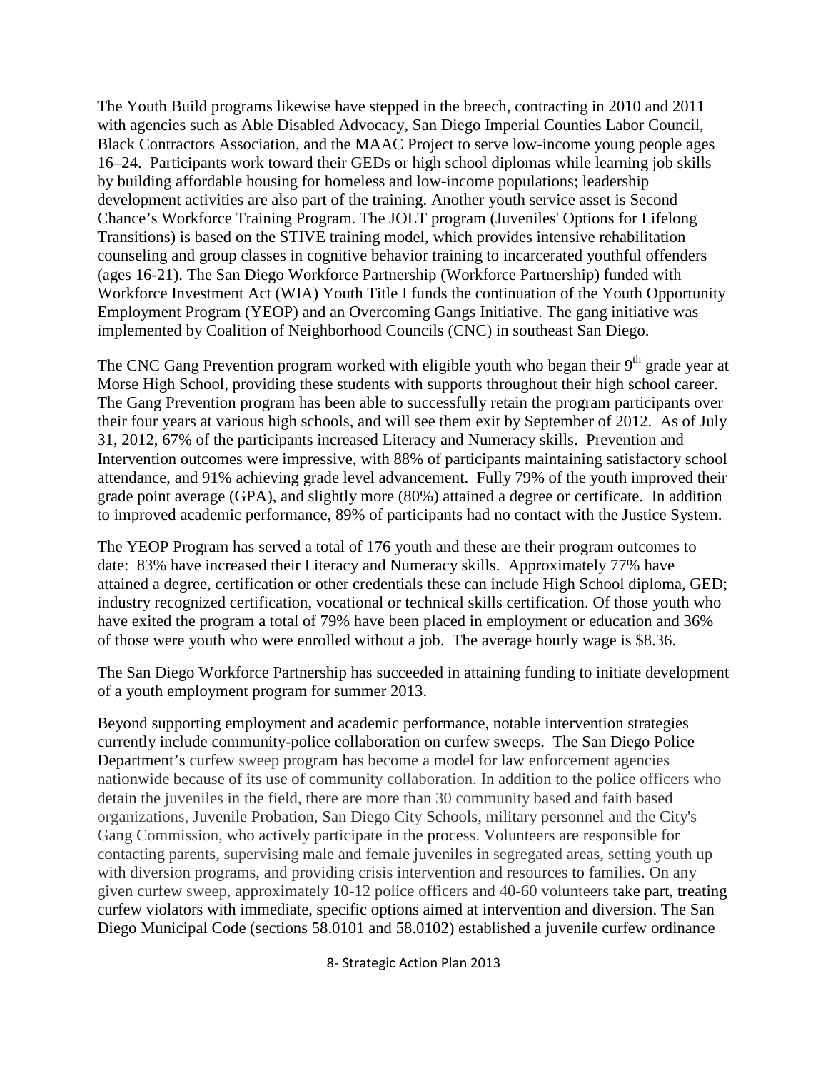The Youth Build programs likewise have stepped in the breech, contracting in 2010 and 2011 with agencies such as Able Disabled Advocacy, San Diego Imperial Counties Labor Council, Black Contractors Association, and the MAAC Project to serve low-income young people ages 16–24. Participants work toward their GEDs or high school diplomas while learning job skills by building affordable housing for homeless and low-income populations; leadership development activities are also part of the training. Another youth service asset is Second Chance's Workforce Training Program. The JOLT program (Juveniles' Options for Lifelong Transitions) is based on the STIVE training model, which provides intensive rehabilitation counseling and group classes in cognitive behavior training to incarcerated youthful offenders (ages 16-21). The San Diego Workforce Partnership (Workforce Partnership) funded with Workforce Investment Act (WIA) Youth Title I funds the continuation of the Youth Opportunity Employment Program (YEOP) and an Overcoming Gangs Initiative. The gang initiative was implemented by Coalition of Neighborhood Councils (CNC) in southeast San Diego.

The CNC Gang Prevention program worked with eligible youth who began their 9th grade year at Morse High School, providing these students with supports throughout their high school career. The Gang Prevention program has been able to successfully retain the program participants over their four years at various high schools, and will see them exit by September of 2012. As of July 31, 2012, 67% of the participants increased Literacy and Numeracy skills. Prevention and Intervention outcomes were impressive, with 88% of participants maintaining satisfactory school attendance, and 91% achieving grade level advancement. Fully 79% of the youth improved their grade point average (GPA), and slightly more (80%) attained a degree or certificate. In addition to improved academic performance, 89% of participants had no contact with the Justice System.

The YEOP Program has served a total of 176 youth and these are their program outcomes to date: 83% have increased their Literacy and Numeracy skills. Approximately 77% have attained a degree, certification or other credentials these can include High School diploma, GED; industry recognized certification, vocational or technical skills certification. Of those youth who have exited the program a total of 79% have been placed in employment or education and 36% of those were youth who were enrolled without a job. The average hourly wage is $8.36.

The San Diego Workforce Partnership has succeeded in attaining funding to initiate development of a youth employment program for summer 2013.

Beyond supporting employment and academic performance, notable intervention strategies currently include community-police collaboration on curfew sweeps. The San Diego Police Department's curfew sweep program has become a model for law enforcement agencies nationwide because of its use of community collaboration. In addition to the police officers who detain the juveniles in the field, there are more than 30 community based and faith based organizations, Juvenile Probation, San Diego City Schools, military personnel and the City's Gang Commission, who actively participate in the process. Volunteers are responsible for contacting parents, supervising male and female juveniles in segregated areas, setting youth up with diversion programs, and providing crisis intervention and resources to families. On any given curfew sweep, approximately 10-12 police officers and 40-60 volunteers take part, treating curfew violators with immediate, specific options aimed at intervention and diversion. The San Diego Municipal Code (sections 58.0101 and 58.0102) established a juvenile curfew ordinance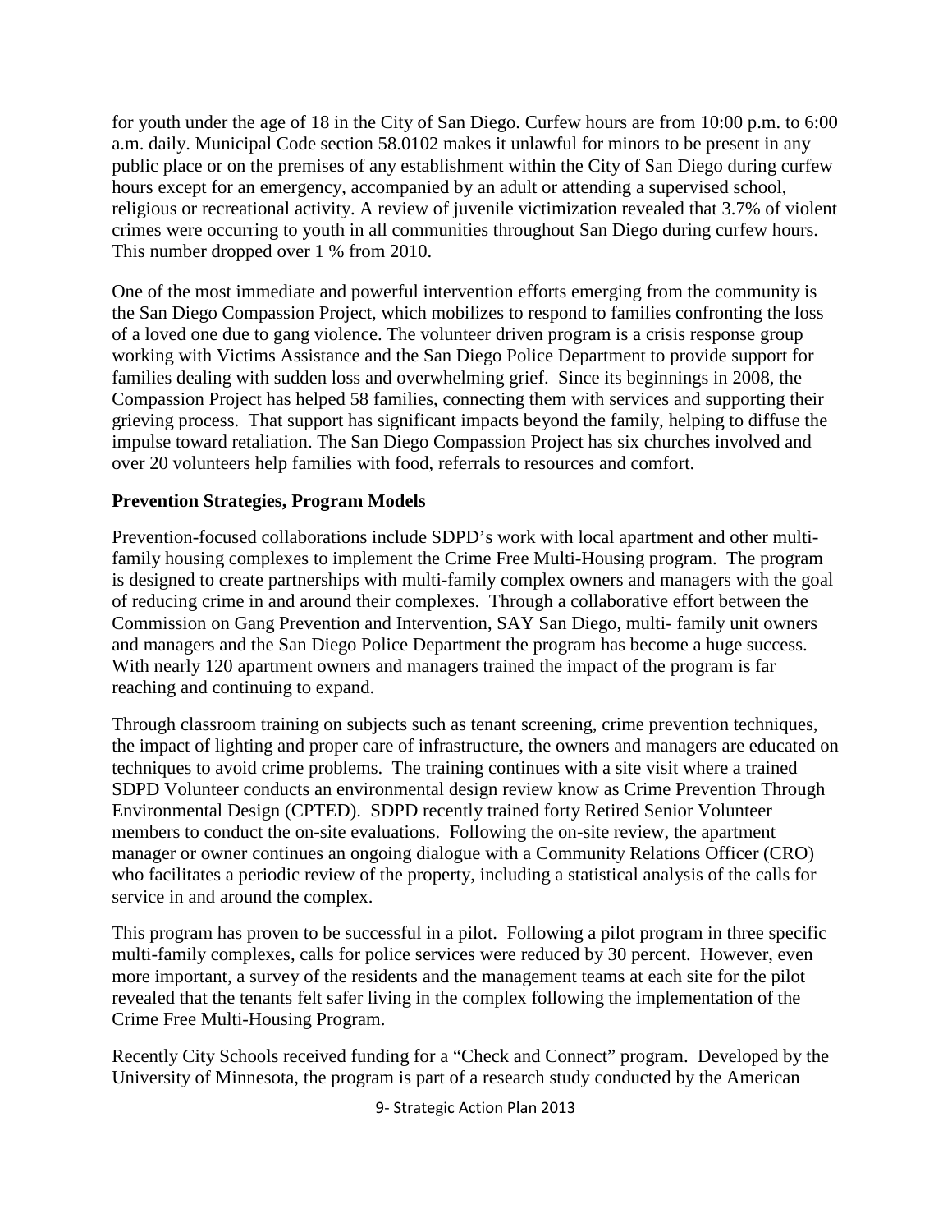for youth under the age of 18 in the City of San Diego. Curfew hours are from 10:00 p.m. to 6:00 a.m. daily. Municipal Code section 58.0102 makes it unlawful for minors to be present in any public place or on the premises of any establishment within the City of San Diego during curfew hours except for an emergency, accompanied by an adult or attending a supervised school, religious or recreational activity. A review of juvenile victimization revealed that 3.7% of violent crimes were occurring to youth in all communities throughout San Diego during curfew hours. This number dropped over 1 % from 2010.

One of the most immediate and powerful intervention efforts emerging from the community is the San Diego Compassion Project, which mobilizes to respond to families confronting the loss of a loved one due to gang violence. The volunteer driven program is a crisis response group working with Victims Assistance and the San Diego Police Department to provide support for families dealing with sudden loss and overwhelming grief. Since its beginnings in 2008, the Compassion Project has helped 58 families, connecting them with services and supporting their grieving process. That support has significant impacts beyond the family, helping to diffuse the impulse toward retaliation. The San Diego Compassion Project has six churches involved and over 20 volunteers help families with food, referrals to resources and comfort.

**Prevention Strategies, Program Models**

Prevention-focused collaborations include SDPD's work with local apartment and other multi-family housing complexes to implement the Crime Free Multi-Housing program. The program is designed to create partnerships with multi-family complex owners and managers with the goal of reducing crime in and around their complexes. Through a collaborative effort between the Commission on Gang Prevention and Intervention, SAY San Diego, multi- family unit owners and managers and the San Diego Police Department the program has become a huge success. With nearly 120 apartment owners and managers trained the impact of the program is far reaching and continuing to expand.

Through classroom training on subjects such as tenant screening, crime prevention techniques, the impact of lighting and proper care of infrastructure, the owners and managers are educated on techniques to avoid crime problems. The training continues with a site visit where a trained SDPD Volunteer conducts an environmental design review know as Crime Prevention Through Environmental Design (CPTED). SDPD recently trained forty Retired Senior Volunteer members to conduct the on-site evaluations. Following the on-site review, the apartment manager or owner continues an ongoing dialogue with a Community Relations Officer (CRO) who facilitates a periodic review of the property, including a statistical analysis of the calls for service in and around the complex.

This program has proven to be successful in a pilot. Following a pilot program in three specific multi-family complexes, calls for police services were reduced by 30 percent. However, even more important, a survey of the residents and the management teams at each site for the pilot revealed that the tenants felt safer living in the complex following the implementation of the Crime Free Multi-Housing Program.

Recently City Schools received funding for a "Check and Connect" program. Developed by the University of Minnesota, the program is part of a research study conducted by the American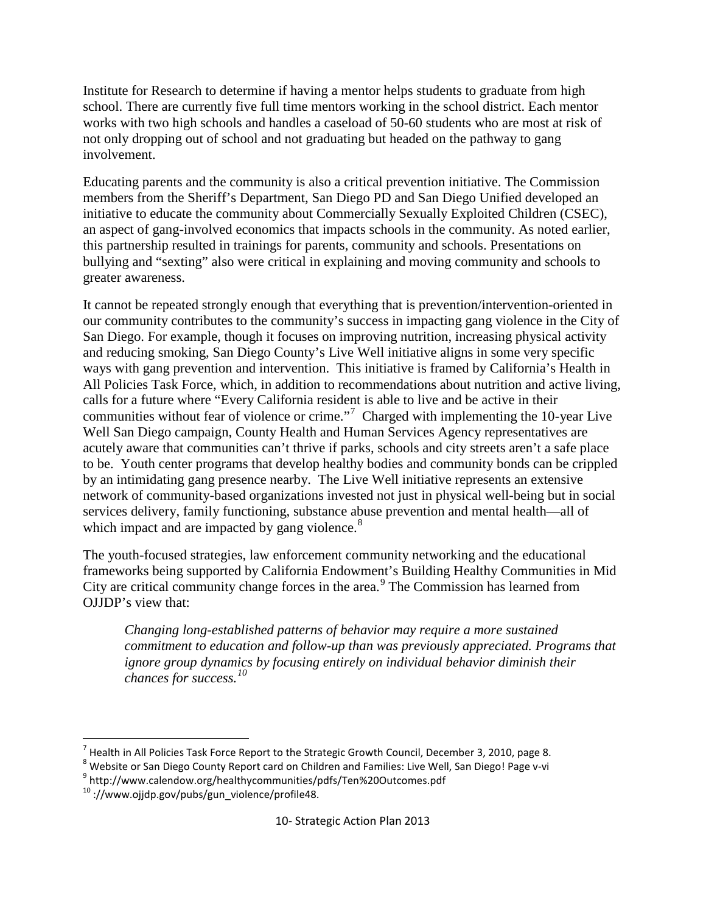Institute for Research to determine if having a mentor helps students to graduate from high school. There are currently five full time mentors working in the school district. Each mentor works with two high schools and handles a caseload of 50-60 students who are most at risk of not only dropping out of school and not graduating but headed on the pathway to gang involvement.

Educating parents and the community is also a critical prevention initiative. The Commission members from the Sheriff's Department, San Diego PD and San Diego Unified developed an initiative to educate the community about Commercially Sexually Exploited Children (CSEC), an aspect of gang-involved economics that impacts schools in the community. As noted earlier, this partnership resulted in trainings for parents, community and schools. Presentations on bullying and "sexting" also were critical in explaining and moving community and schools to greater awareness.

It cannot be repeated strongly enough that everything that is prevention/intervention-oriented in our community contributes to the community's success in impacting gang violence in the City of San Diego. For example, though it focuses on improving nutrition, increasing physical activity and reducing smoking, San Diego County's Live Well initiative aligns in some very specific ways with gang prevention and intervention. This initiative is framed by California's Health in All Policies Task Force, which, in addition to recommendations about nutrition and active living, calls for a future where "Every California resident is able to live and be active in their communities without fear of violence or crime."[7] Charged with implementing the 10-year Live Well San Diego campaign, County Health and Human Services Agency representatives are acutely aware that communities can't thrive if parks, schools and city streets aren't a safe place to be. Youth center programs that develop healthy bodies and community bonds can be crippled by an intimidating gang presence nearby. The Live Well initiative represents an extensive network of community-based organizations invested not just in physical well-being but in social services delivery, family functioning, substance abuse prevention and mental health—all of which impact and are impacted by gang violence.[8]

The youth-focused strategies, law enforcement community networking and the educational frameworks being supported by California Endowment's Building Healthy Communities in Mid City are critical community change forces in the area.[9] The Commission has learned from OJJDP's view that:

> *Changing long-established patterns of behavior may require a more sustained commitment to education and follow-up than was previously appreciated. Programs that ignore group dynamics by focusing entirely on individual behavior diminish their chances for success.*[10]

---

[7] Health in All Policies Task Force Report to the Strategic Growth Council, December 3, 2010, page 8.

[8] Website or San Diego County Report card on Children and Families: Live Well, San Diego! Page v-vi

[9] http://www.calendow.org/healthycommunities/pdfs/Ten%20Outcomes.pdf

[10] ://www.ojjdp.gov/pubs/gun_violence/profile48.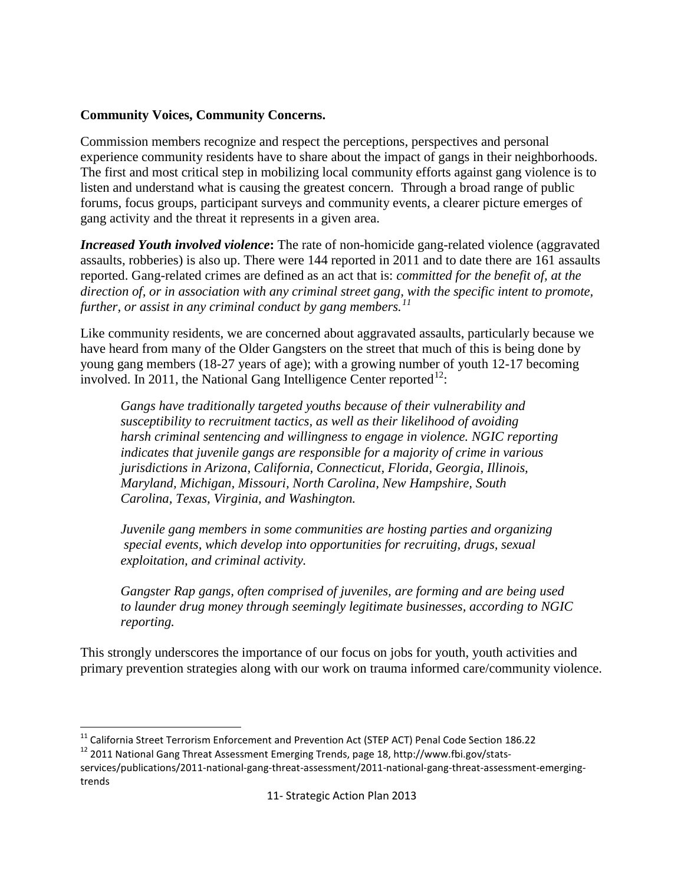**Community Voices, Community Concerns.**

Commission members recognize and respect the perceptions, perspectives and personal experience community residents have to share about the impact of gangs in their neighborhoods. The first and most critical step in mobilizing local community efforts against gang violence is to listen and understand what is causing the greatest concern. Through a broad range of public forums, focus groups, participant surveys and community events, a clearer picture emerges of gang activity and the threat it represents in a given area.

***Increased Youth involved violence*:** The rate of non-homicide gang-related violence (aggravated assaults, robberies) is also up. There were 144 reported in 2011 and to date there are 161 assaults reported. Gang-related crimes are defined as an act that is: *committed for the benefit of, at the direction of, or in association with any criminal street gang, with the specific intent to promote, further, or assist in any criminal conduct by gang members.*[11]

Like community residents, we are concerned about aggravated assaults, particularly because we have heard from many of the Older Gangsters on the street that much of this is being done by young gang members (18-27 years of age); with a growing number of youth 12-17 becoming involved. In 2011, the National Gang Intelligence Center reported[12]:

> *Gangs have traditionally targeted youths because of their vulnerability and susceptibility to recruitment tactics, as well as their likelihood of avoiding harsh criminal sentencing and willingness to engage in violence. NGIC reporting indicates that juvenile gangs are responsible for a majority of crime in various jurisdictions in Arizona, California, Connecticut, Florida, Georgia, Illinois, Maryland, Michigan, Missouri, North Carolina, New Hampshire, South Carolina, Texas, Virginia, and Washington.*
>
> *Juvenile gang members in some communities are hosting parties and organizing special events, which develop into opportunities for recruiting, drugs, sexual exploitation, and criminal activity.*
>
> *Gangster Rap gangs, often comprised of juveniles, are forming and are being used to launder drug money through seemingly legitimate businesses, according to NGIC reporting.*

This strongly underscores the importance of our focus on jobs for youth, youth activities and primary prevention strategies along with our work on trauma informed care/community violence.

---

[11] California Street Terrorism Enforcement and Prevention Act (STEP ACT) Penal Code Section 186.22

[12] 2011 National Gang Threat Assessment Emerging Trends, page 18, http://www.fbi.gov/stats-services/publications/2011-national-gang-threat-assessment/2011-national-gang-threat-assessment-emerging-trends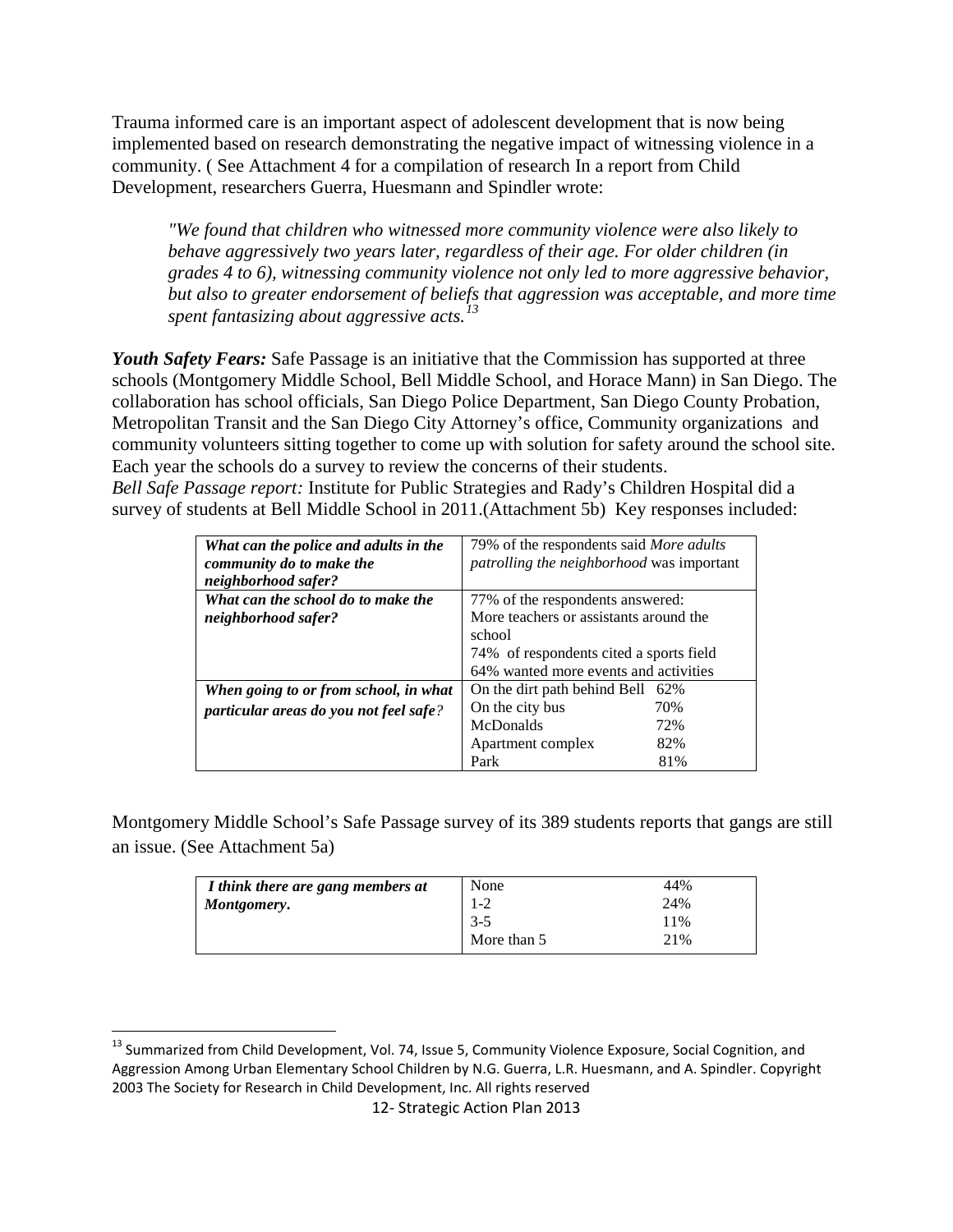Trauma informed care is an important aspect of adolescent development that is now being implemented based on research demonstrating the negative impact of witnessing violence in a community. ( See Attachment 4 for a compilation of research In a report from Child Development, researchers Guerra, Huesmann and Spindler wrote:

> *"We found that children who witnessed more community violence were also likely to behave aggressively two years later, regardless of their age. For older children (in grades 4 to 6), witnessing community violence not only led to more aggressive behavior, but also to greater endorsement of beliefs that aggression was acceptable, and more time spent fantasizing about aggressive acts.*[13]

***Youth Safety Fears:*** Safe Passage is an initiative that the Commission has supported at three schools (Montgomery Middle School, Bell Middle School, and Horace Mann) in San Diego. The collaboration has school officials, San Diego Police Department, San Diego County Probation, Metropolitan Transit and the San Diego City Attorney's office, Community organizations and community volunteers sitting together to come up with solution for safety around the school site. Each year the schools do a survey to review the concerns of their students.

*Bell Safe Passage report:* Institute for Public Strategies and Rady's Children Hospital did a survey of students at Bell Middle School in 2011.(Attachment 5b) Key responses included:

| | | |
|---|---|---|
| ***What can the police and adults in the community do to make the neighborhood safer?*** | 79% of the respondents said *More adults patrolling the neighborhood* was important | |
| ***What can the school do to make the neighborhood safer?*** | 77% of the respondents answered: More teachers or assistants around the school<br>74% of respondents cited a sports field<br>64% wanted more events and activities | |
| ***When going to or from school, in what particular areas do you not feel safe?*** | On the dirt path behind Bell | 62% |
| | On the city bus | 70% |
| | McDonalds | 72% |
| | Apartment complex | 82% |
| | Park | 81% |

Montgomery Middle School's Safe Passage survey of its 389 students reports that gangs are still an issue. (See Attachment 5a)

| | | |
|---|---|---|
| ***I think there are gang members at Montgomery.*** | None | 44% |
| | 1-2 | 24% |
| | 3-5 | 11% |
| | More than 5 | 21% |

[13] Summarized from Child Development, Vol. 74, Issue 5, Community Violence Exposure, Social Cognition, and Aggression Among Urban Elementary School Children by N.G. Guerra, L.R. Huesmann, and A. Spindler. Copyright 2003 The Society for Research in Child Development, Inc. All rights reserved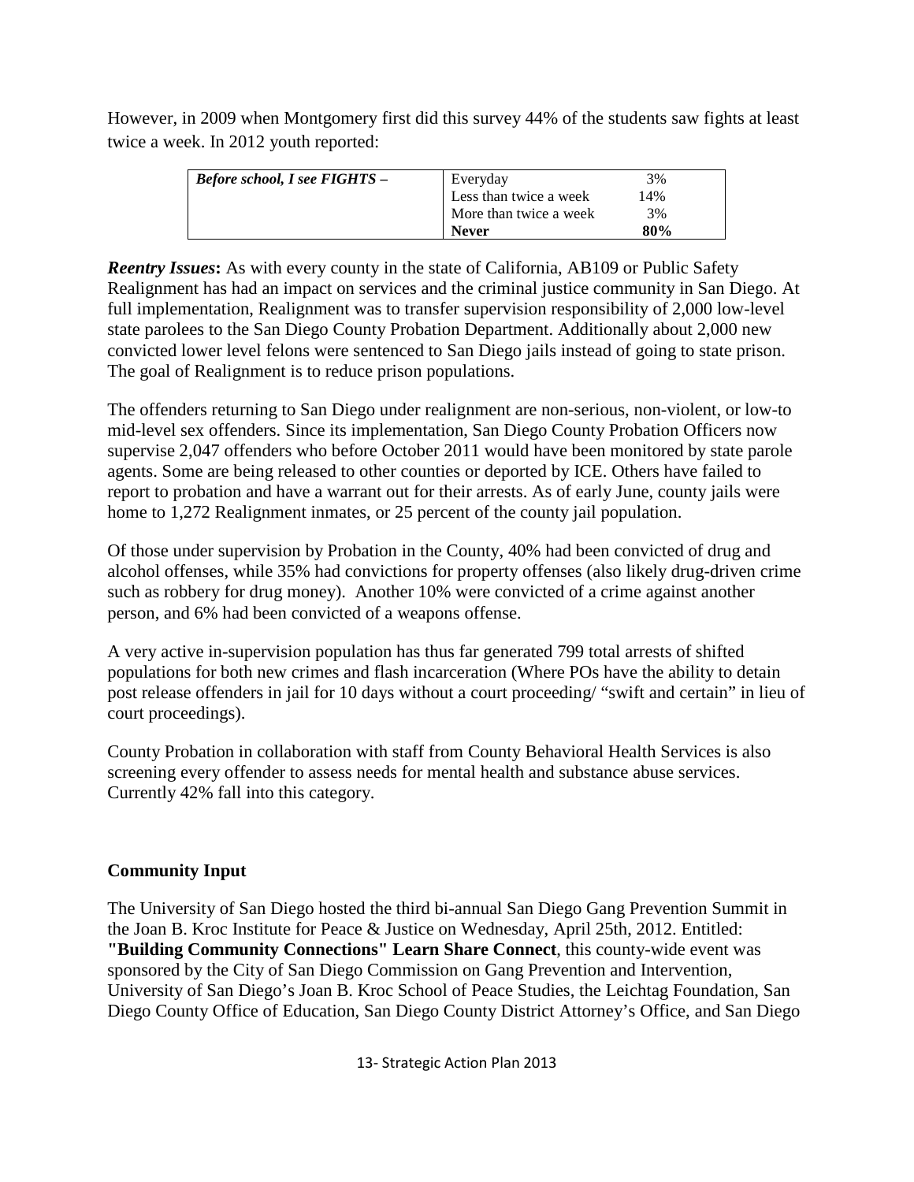However, in 2009 when Montgomery first did this survey 44% of the students saw fights at least twice a week. In 2012 youth reported:

| *Before school, I see FIGHTS –* | | |
|---|---|---|
| | Everyday | 3% |
| | Less than twice a week | 14% |
| | More than twice a week | 3% |
| | **Never** | **80%** |

***Reentry Issues*:** As with every county in the state of California, AB109 or Public Safety Realignment has had an impact on services and the criminal justice community in San Diego. At full implementation, Realignment was to transfer supervision responsibility of 2,000 low-level state parolees to the San Diego County Probation Department. Additionally about 2,000 new convicted lower level felons were sentenced to San Diego jails instead of going to state prison. The goal of Realignment is to reduce prison populations.

The offenders returning to San Diego under realignment are non-serious, non-violent, or low-to mid-level sex offenders. Since its implementation, San Diego County Probation Officers now supervise 2,047 offenders who before October 2011 would have been monitored by state parole agents. Some are being released to other counties or deported by ICE. Others have failed to report to probation and have a warrant out for their arrests. As of early June, county jails were home to 1,272 Realignment inmates, or 25 percent of the county jail population.

Of those under supervision by Probation in the County, 40% had been convicted of drug and alcohol offenses, while 35% had convictions for property offenses (also likely drug-driven crime such as robbery for drug money). Another 10% were convicted of a crime against another person, and 6% had been convicted of a weapons offense.

A very active in-supervision population has thus far generated 799 total arrests of shifted populations for both new crimes and flash incarceration (Where POs have the ability to detain post release offenders in jail for 10 days without a court proceeding/ "swift and certain" in lieu of court proceedings).

County Probation in collaboration with staff from County Behavioral Health Services is also screening every offender to assess needs for mental health and substance abuse services. Currently 42% fall into this category.

## Community Input

The University of San Diego hosted the third bi-annual San Diego Gang Prevention Summit in the Joan B. Kroc Institute for Peace & Justice on Wednesday, April 25th, 2012. Entitled: **"Building Community Connections" Learn Share Connect**, this county-wide event was sponsored by the City of San Diego Commission on Gang Prevention and Intervention, University of San Diego's Joan B. Kroc School of Peace Studies, the Leichtag Foundation, San Diego County Office of Education, San Diego County District Attorney's Office, and San Diego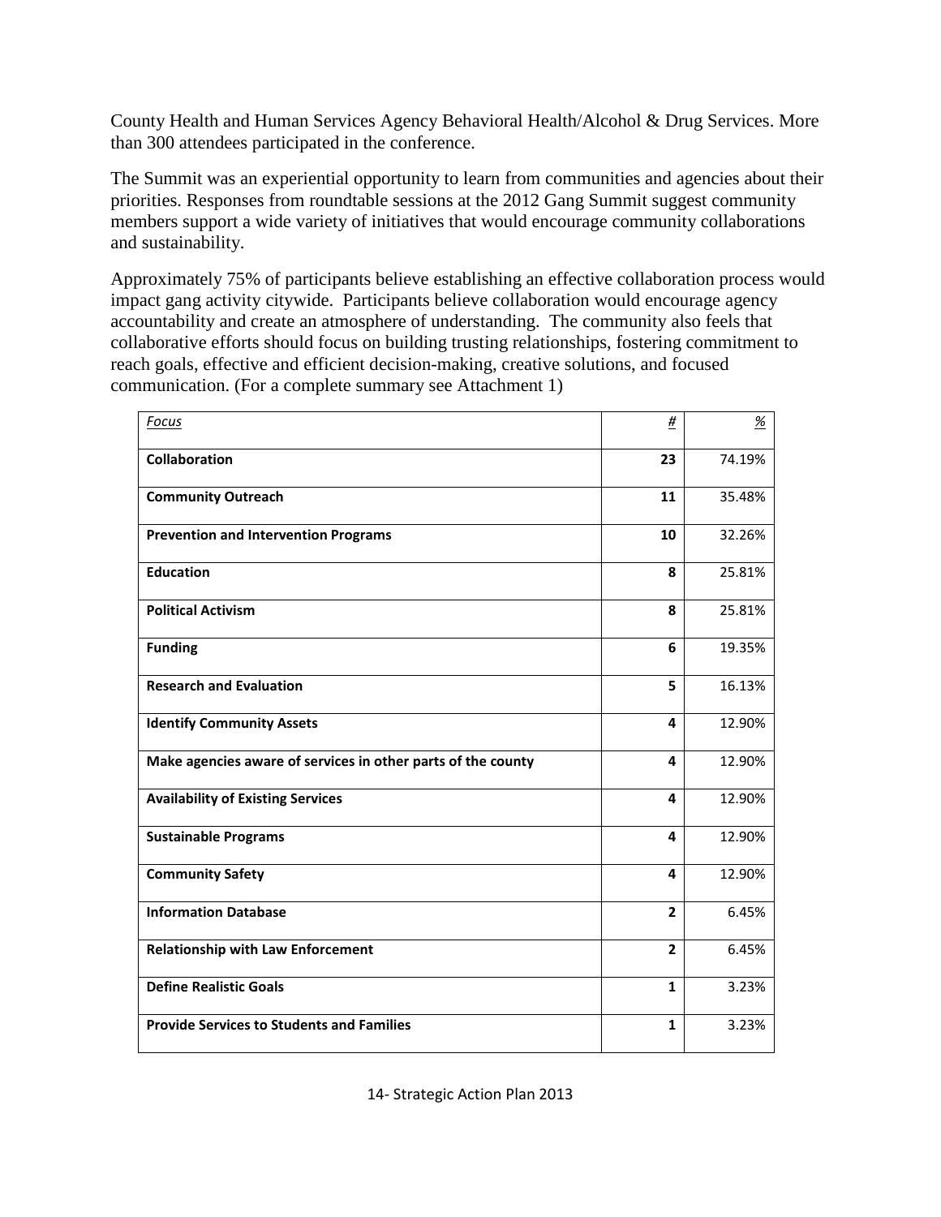County Health and Human Services Agency Behavioral Health/Alcohol & Drug Services. More than 300 attendees participated in the conference.

The Summit was an experiential opportunity to learn from communities and agencies about their priorities. Responses from roundtable sessions at the 2012 Gang Summit suggest community members support a wide variety of initiatives that would encourage community collaborations and sustainability.

Approximately 75% of participants believe establishing an effective collaboration process would impact gang activity citywide. Participants believe collaboration would encourage agency accountability and create an atmosphere of understanding. The community also feels that collaborative efforts should focus on building trusting relationships, fostering commitment to reach goals, effective and efficient decision-making, creative solutions, and focused communication. (For a complete summary see Attachment 1)

| *Focus* | *#* | *%* |
|---|---|---|
| **Collaboration** | **23** | 74.19% |
| **Community Outreach** | **11** | 35.48% |
| **Prevention and Intervention Programs** | **10** | 32.26% |
| **Education** | **8** | 25.81% |
| **Political Activism** | **8** | 25.81% |
| **Funding** | **6** | 19.35% |
| **Research and Evaluation** | **5** | 16.13% |
| **Identify Community Assets** | **4** | 12.90% |
| **Make agencies aware of services in other parts of the county** | **4** | 12.90% |
| **Availability of Existing Services** | **4** | 12.90% |
| **Sustainable Programs** | **4** | 12.90% |
| **Community Safety** | **4** | 12.90% |
| **Information Database** | **2** | 6.45% |
| **Relationship with Law Enforcement** | **2** | 6.45% |
| **Define Realistic Goals** | **1** | 3.23% |
| **Provide Services to Students and Families** | **1** | 3.23% |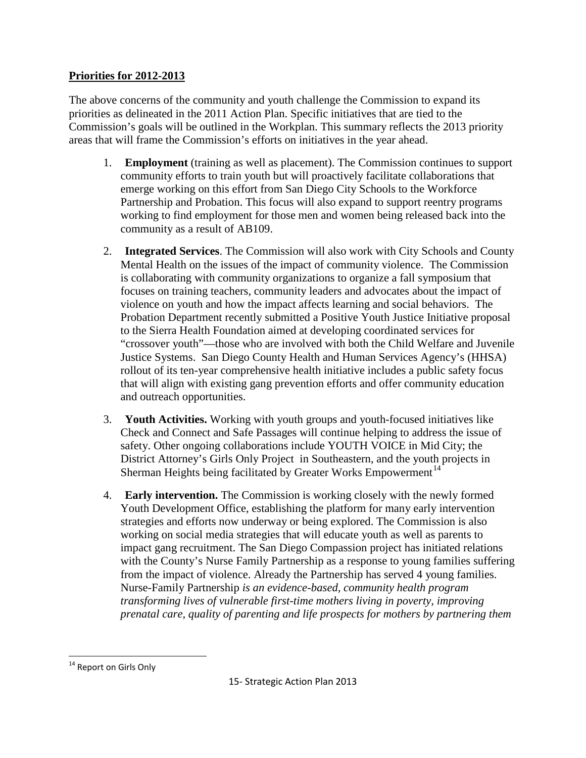**Priorities for 2012-2013**

The above concerns of the community and youth challenge the Commission to expand its priorities as delineated in the 2011 Action Plan. Specific initiatives that are tied to the Commission's goals will be outlined in the Workplan. This summary reflects the 2013 priority areas that will frame the Commission's efforts on initiatives in the year ahead.

1. **Employment** (training as well as placement). The Commission continues to support community efforts to train youth but will proactively facilitate collaborations that emerge working on this effort from San Diego City Schools to the Workforce Partnership and Probation. This focus will also expand to support reentry programs working to find employment for those men and women being released back into the community as a result of AB109.

2. **Integrated Services**. The Commission will also work with City Schools and County Mental Health on the issues of the impact of community violence. The Commission is collaborating with community organizations to organize a fall symposium that focuses on training teachers, community leaders and advocates about the impact of violence on youth and how the impact affects learning and social behaviors. The Probation Department recently submitted a Positive Youth Justice Initiative proposal to the Sierra Health Foundation aimed at developing coordinated services for "crossover youth"—those who are involved with both the Child Welfare and Juvenile Justice Systems. San Diego County Health and Human Services Agency's (HHSA) rollout of its ten-year comprehensive health initiative includes a public safety focus that will align with existing gang prevention efforts and offer community education and outreach opportunities.

3. **Youth Activities.** Working with youth groups and youth-focused initiatives like Check and Connect and Safe Passages will continue helping to address the issue of safety. Other ongoing collaborations include YOUTH VOICE in Mid City; the District Attorney's Girls Only Project in Southeastern, and the youth projects in Sherman Heights being facilitated by Greater Works Empowerment[14]

4. **Early intervention.** The Commission is working closely with the newly formed Youth Development Office, establishing the platform for many early intervention strategies and efforts now underway or being explored. The Commission is also working on social media strategies that will educate youth as well as parents to impact gang recruitment. The San Diego Compassion project has initiated relations with the County's Nurse Family Partnership as a response to young families suffering from the impact of violence. Already the Partnership has served 4 young families. Nurse-Family Partnership *is an evidence-based, community health program transforming lives of vulnerable first-time mothers living in poverty, improving prenatal care, quality of parenting and life prospects for mothers by partnering them*

---

[14] Report on Girls Only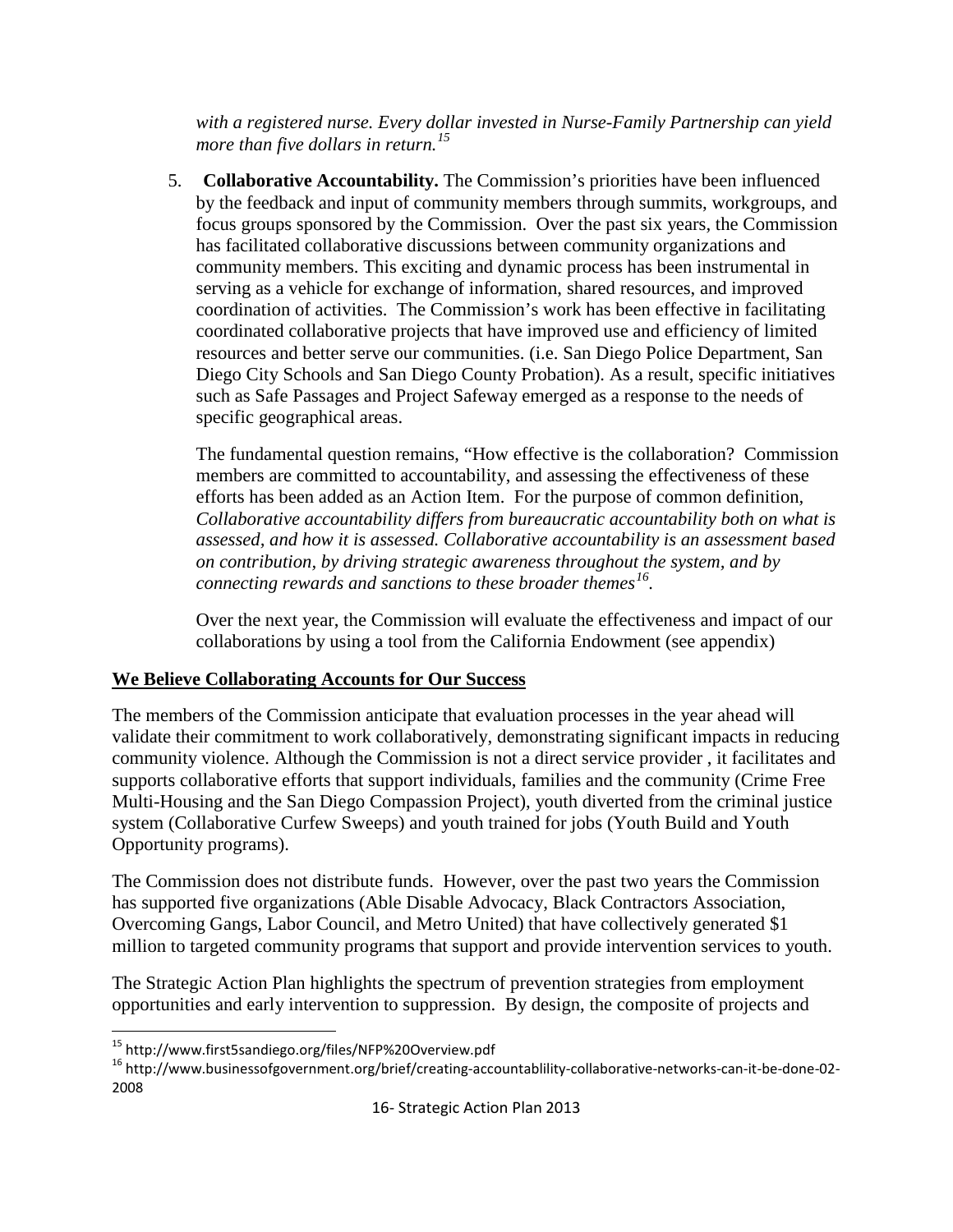*with a registered nurse. Every dollar invested in Nurse-Family Partnership can yield more than five dollars in return.*[15]

5. **Collaborative Accountability.** The Commission's priorities have been influenced by the feedback and input of community members through summits, workgroups, and focus groups sponsored by the Commission. Over the past six years, the Commission has facilitated collaborative discussions between community organizations and community members. This exciting and dynamic process has been instrumental in serving as a vehicle for exchange of information, shared resources, and improved coordination of activities. The Commission's work has been effective in facilitating coordinated collaborative projects that have improved use and efficiency of limited resources and better serve our communities. (i.e. San Diego Police Department, San Diego City Schools and San Diego County Probation). As a result, specific initiatives such as Safe Passages and Project Safeway emerged as a response to the needs of specific geographical areas.

   The fundamental question remains, "How effective is the collaboration? Commission members are committed to accountability, and assessing the effectiveness of these efforts has been added as an Action Item. For the purpose of common definition, *Collaborative accountability differs from bureaucratic accountability both on what is assessed, and how it is assessed. Collaborative accountability is an assessment based on contribution, by driving strategic awareness throughout the system, and by connecting rewards and sanctions to these broader themes*[16].

   Over the next year, the Commission will evaluate the effectiveness and impact of our collaborations by using a tool from the California Endowment (see appendix)

**We Believe Collaborating Accounts for Our Success**

The members of the Commission anticipate that evaluation processes in the year ahead will validate their commitment to work collaboratively, demonstrating significant impacts in reducing community violence. Although the Commission is not a direct service provider , it facilitates and supports collaborative efforts that support individuals, families and the community (Crime Free Multi-Housing and the San Diego Compassion Project), youth diverted from the criminal justice system (Collaborative Curfew Sweeps) and youth trained for jobs (Youth Build and Youth Opportunity programs).

The Commission does not distribute funds. However, over the past two years the Commission has supported five organizations (Able Disable Advocacy, Black Contractors Association, Overcoming Gangs, Labor Council, and Metro United) that have collectively generated $1 million to targeted community programs that support and provide intervention services to youth.

The Strategic Action Plan highlights the spectrum of prevention strategies from employment opportunities and early intervention to suppression. By design, the composite of projects and

---

[15] http://www.first5sandiego.org/files/NFP%20Overview.pdf

[16] http://www.businessofgovernment.org/brief/creating-accountablility-collaborative-networks-can-it-be-done-02-2008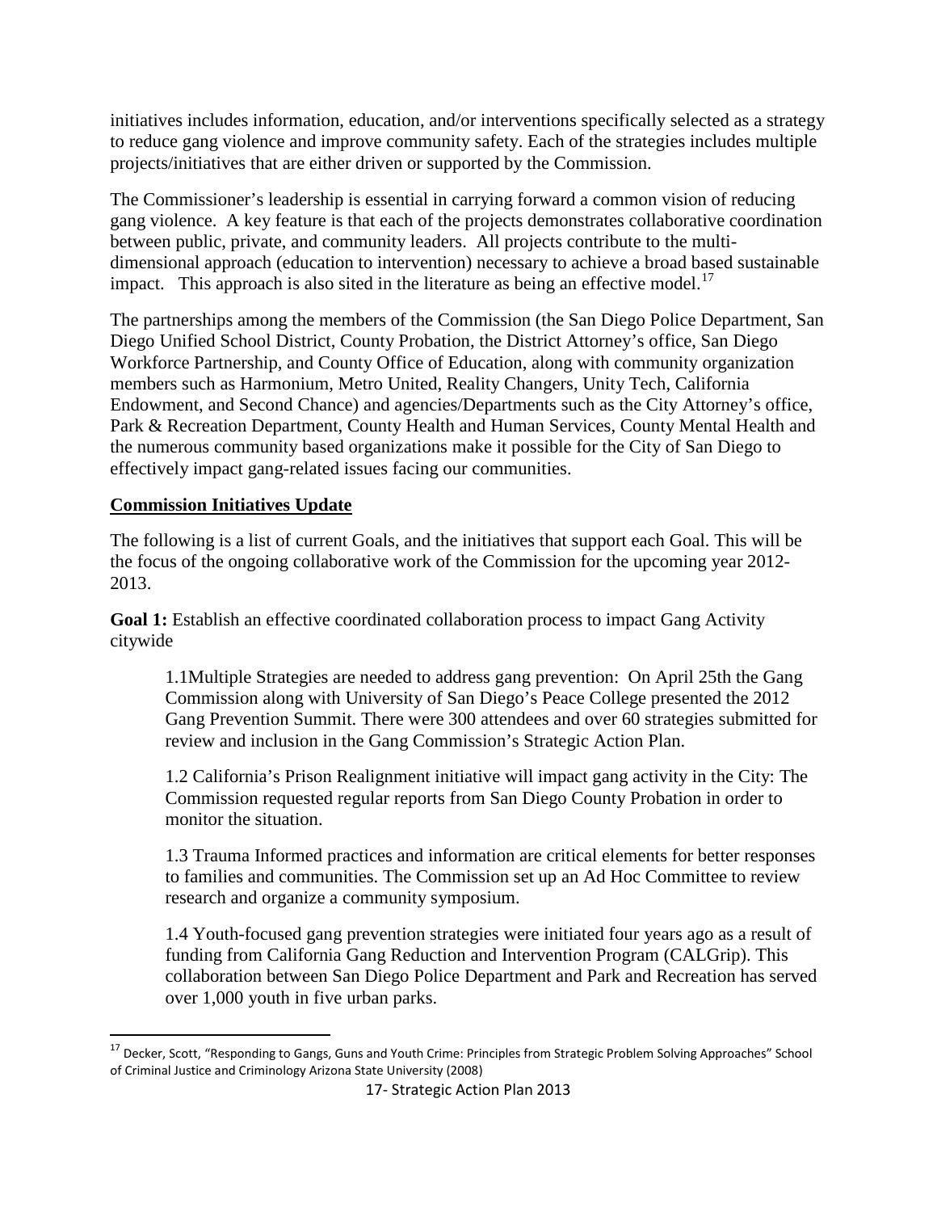initiatives includes information, education, and/or interventions specifically selected as a strategy to reduce gang violence and improve community safety. Each of the strategies includes multiple projects/initiatives that are either driven or supported by the Commission.

The Commissioner's leadership is essential in carrying forward a common vision of reducing gang violence. A key feature is that each of the projects demonstrates collaborative coordination between public, private, and community leaders. All projects contribute to the multi-dimensional approach (education to intervention) necessary to achieve a broad based sustainable impact. This approach is also sited in the literature as being an effective model.[17]

The partnerships among the members of the Commission (the San Diego Police Department, San Diego Unified School District, County Probation, the District Attorney's office, San Diego Workforce Partnership, and County Office of Education, along with community organization members such as Harmonium, Metro United, Reality Changers, Unity Tech, California Endowment, and Second Chance) and agencies/Departments such as the City Attorney's office, Park & Recreation Department, County Health and Human Services, County Mental Health and the numerous community based organizations make it possible for the City of San Diego to effectively impact gang-related issues facing our communities.

**Commission Initiatives Update**

The following is a list of current Goals, and the initiatives that support each Goal. This will be the focus of the ongoing collaborative work of the Commission for the upcoming year 2012-2013.

**Goal 1:** Establish an effective coordinated collaboration process to impact Gang Activity citywide

1.1Multiple Strategies are needed to address gang prevention: On April 25th the Gang Commission along with University of San Diego's Peace College presented the 2012 Gang Prevention Summit. There were 300 attendees and over 60 strategies submitted for review and inclusion in the Gang Commission's Strategic Action Plan.

1.2 California's Prison Realignment initiative will impact gang activity in the City: The Commission requested regular reports from San Diego County Probation in order to monitor the situation.

1.3 Trauma Informed practices and information are critical elements for better responses to families and communities. The Commission set up an Ad Hoc Committee to review research and organize a community symposium.

1.4 Youth-focused gang prevention strategies were initiated four years ago as a result of funding from California Gang Reduction and Intervention Program (CALGrip). This collaboration between San Diego Police Department and Park and Recreation has served over 1,000 youth in five urban parks.

---

[17] Decker, Scott, "Responding to Gangs, Guns and Youth Crime: Principles from Strategic Problem Solving Approaches" School of Criminal Justice and Criminology Arizona State University (2008)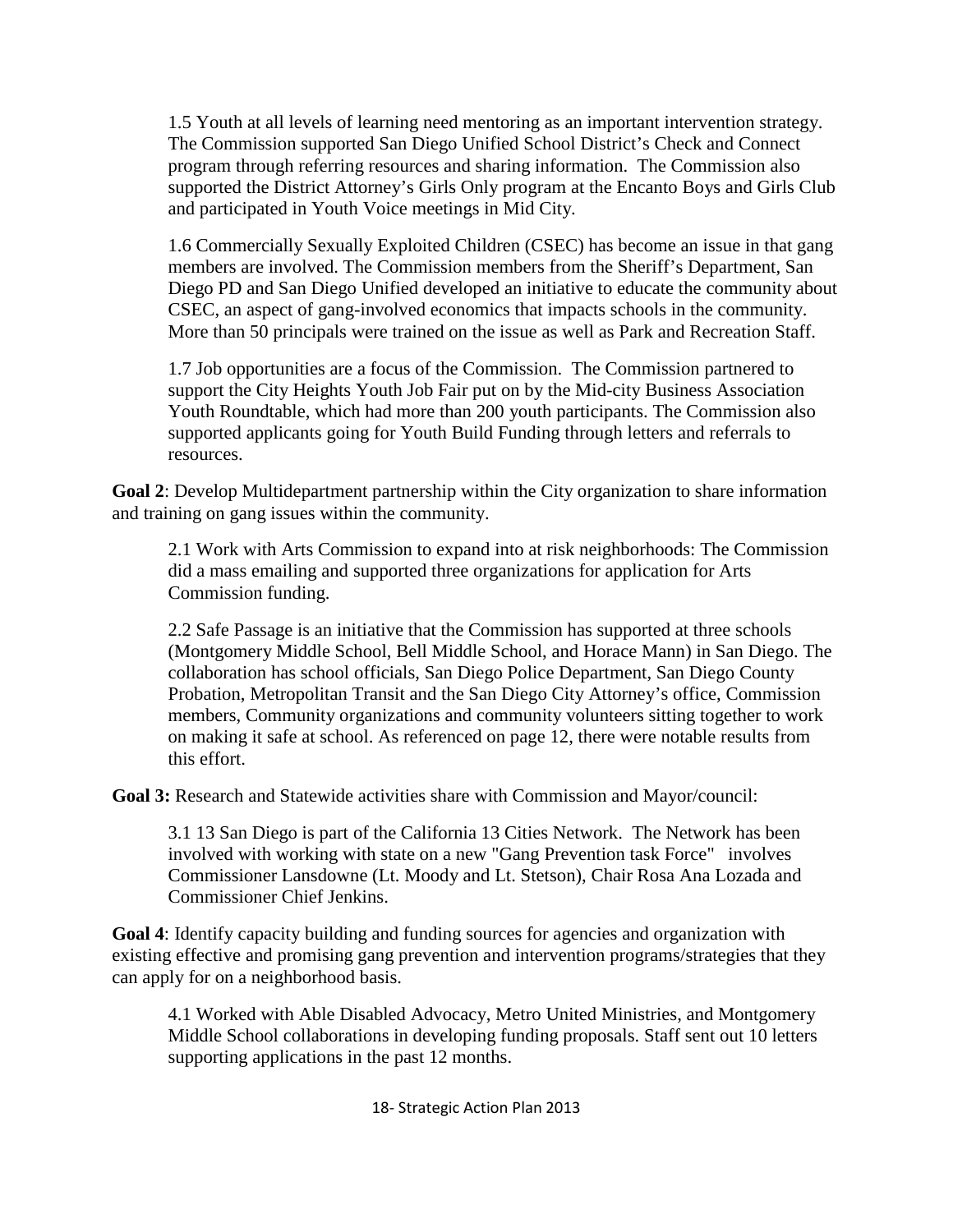1.5 Youth at all levels of learning need mentoring as an important intervention strategy. The Commission supported San Diego Unified School District's Check and Connect program through referring resources and sharing information. The Commission also supported the District Attorney's Girls Only program at the Encanto Boys and Girls Club and participated in Youth Voice meetings in Mid City.

1.6 Commercially Sexually Exploited Children (CSEC) has become an issue in that gang members are involved. The Commission members from the Sheriff's Department, San Diego PD and San Diego Unified developed an initiative to educate the community about CSEC, an aspect of gang-involved economics that impacts schools in the community. More than 50 principals were trained on the issue as well as Park and Recreation Staff.

1.7 Job opportunities are a focus of the Commission. The Commission partnered to support the City Heights Youth Job Fair put on by the Mid-city Business Association Youth Roundtable, which had more than 200 youth participants. The Commission also supported applicants going for Youth Build Funding through letters and referrals to resources.

**Goal 2**: Develop Multidepartment partnership within the City organization to share information and training on gang issues within the community.

2.1 Work with Arts Commission to expand into at risk neighborhoods: The Commission did a mass emailing and supported three organizations for application for Arts Commission funding.

2.2 Safe Passage is an initiative that the Commission has supported at three schools (Montgomery Middle School, Bell Middle School, and Horace Mann) in San Diego. The collaboration has school officials, San Diego Police Department, San Diego County Probation, Metropolitan Transit and the San Diego City Attorney's office, Commission members, Community organizations and community volunteers sitting together to work on making it safe at school. As referenced on page 12, there were notable results from this effort.

**Goal 3:** Research and Statewide activities share with Commission and Mayor/council:

3.1 13 San Diego is part of the California 13 Cities Network. The Network has been involved with working with state on a new "Gang Prevention task Force" involves Commissioner Lansdowne (Lt. Moody and Lt. Stetson), Chair Rosa Ana Lozada and Commissioner Chief Jenkins.

**Goal 4**: Identify capacity building and funding sources for agencies and organization with existing effective and promising gang prevention and intervention programs/strategies that they can apply for on a neighborhood basis.

4.1 Worked with Able Disabled Advocacy, Metro United Ministries, and Montgomery Middle School collaborations in developing funding proposals. Staff sent out 10 letters supporting applications in the past 12 months.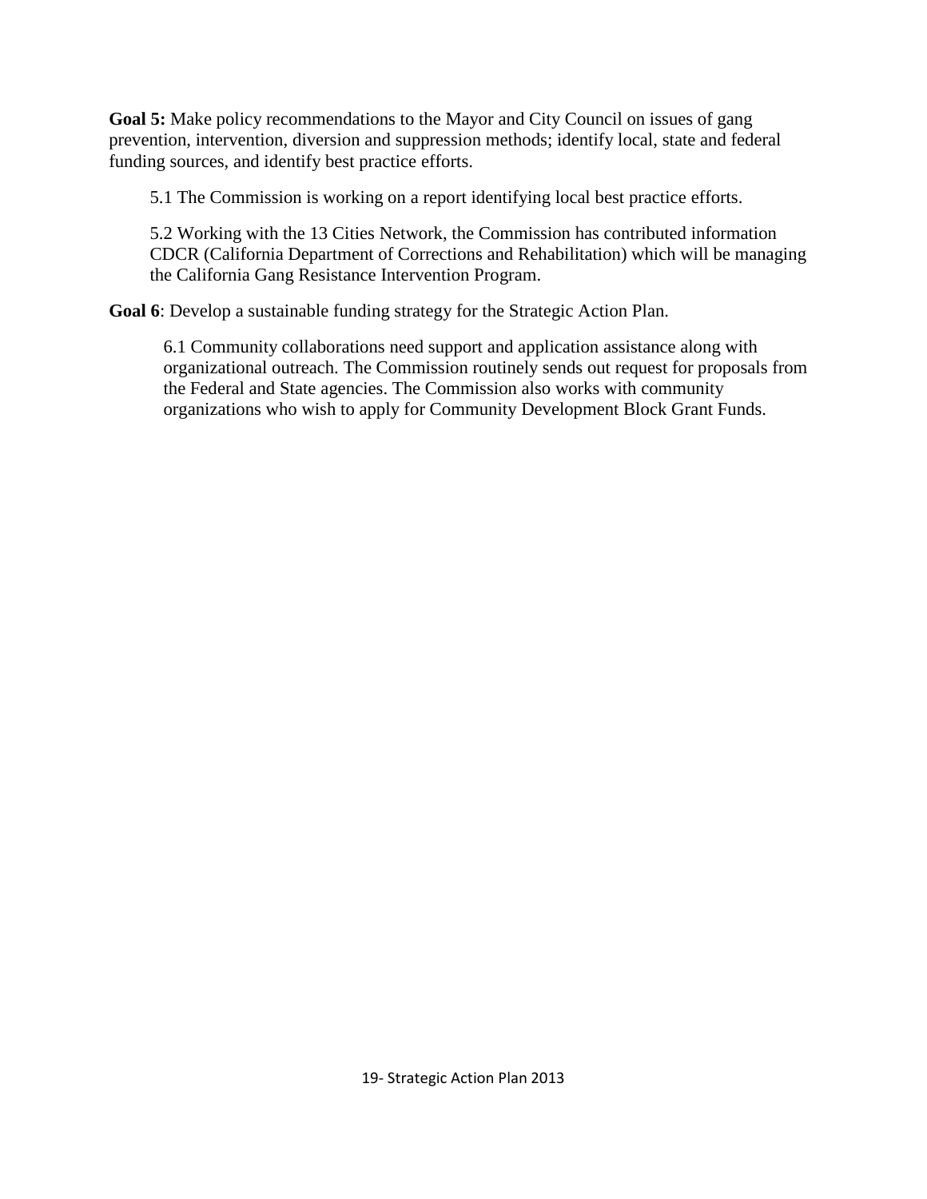**Goal 5:** Make policy recommendations to the Mayor and City Council on issues of gang prevention, intervention, diversion and suppression methods; identify local, state and federal funding sources, and identify best practice efforts.

5.1 The Commission is working on a report identifying local best practice efforts.

5.2 Working with the 13 Cities Network, the Commission has contributed information CDCR (California Department of Corrections and Rehabilitation) which will be managing the California Gang Resistance Intervention Program.

**Goal 6**: Develop a sustainable funding strategy for the Strategic Action Plan.

6.1 Community collaborations need support and application assistance along with organizational outreach. The Commission routinely sends out request for proposals from the Federal and State agencies. The Commission also works with community organizations who wish to apply for Community Development Block Grant Funds.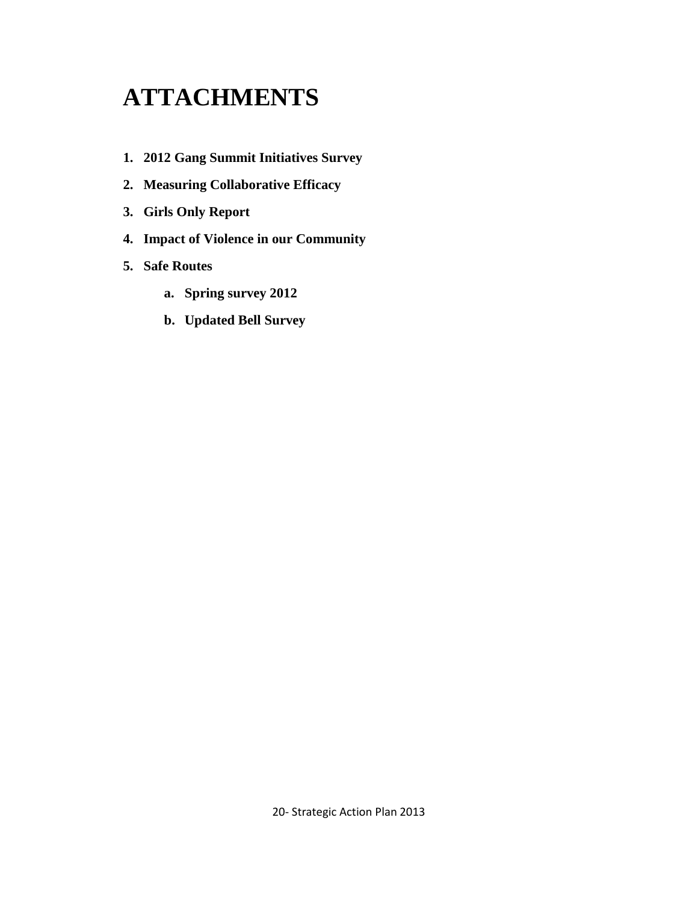# ATTACHMENTS

1. **2012 Gang Summit Initiatives Survey**
2. **Measuring Collaborative Efficacy**
3. **Girls Only Report**
4. **Impact of Violence in our Community**
5. **Safe Routes**
   a. **Spring survey 2012**
   b. **Updated Bell Survey**